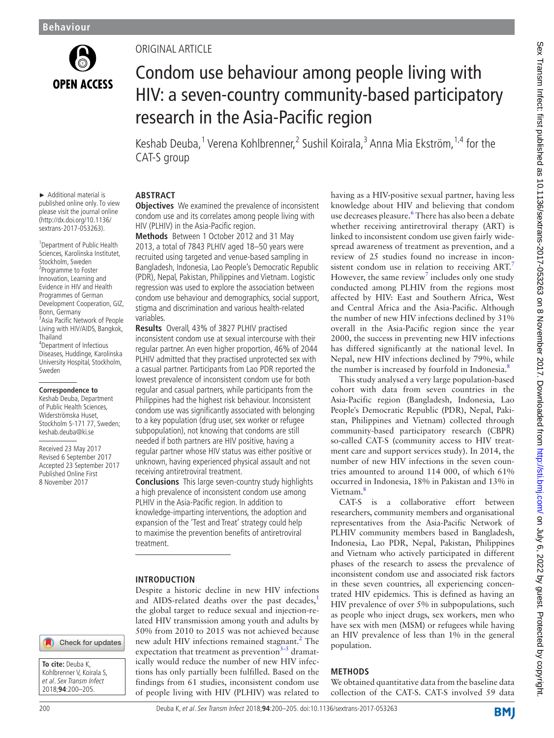ORIGINAL ARTICLE

# Condom use behaviour among people living with HIV: a seven-country community-based participatory research in the Asia-Pacific region

Keshab Deuba,[1] Verena Kohlbrenner,[2] Sushil Koirala,[3] Anna Mia Ekström,[1,4] for the CAT-S group

► Additional material is published online only. To view please visit the journal online (http://dx.doi.org/10.1136/sextrans-2017-053263).

[1]Department of Public Health Sciences, Karolinska Institutet, Stockholm, Sweden
[2]Programme to Foster Innovation, Learning and Evidence in HIV and Health Programmes of German Development Cooperation, GIZ, Bonn, Germany
[3]Asia Pacific Network of People Living with HIV/AIDS, Bangkok, Thailand
[4]Department of Infectious Diseases, Huddinge, Karolinska University Hospital, Stockholm, Sweden

**Correspondence to**
Keshab Deuba, Department of Public Health Sciences, Widerströmska Huset, Stockholm S-171 77, Sweden; keshab.deuba@ki.se

Received 23 May 2017
Revised 6 September 2017
Accepted 23 September 2017
Published Online First 8 November 2017

**To cite:** Deuba K, Kohlbrenner V, Koirala S, et al. *Sex Transm Infect* 2018;**94**:200–205.

## ABSTRACT

**Objectives** We examined the prevalence of inconsistent condom use and its correlates among people living with HIV (PLHIV) in the Asia-Pacific region.

**Methods** Between 1 October 2012 and 31 May 2013, a total of 7843 PLHIV aged 18–50 years were recruited using targeted and venue-based sampling in Bangladesh, Indonesia, Lao People's Democratic Republic (PDR), Nepal, Pakistan, Philippines and Vietnam. Logistic regression was used to explore the association between condom use behaviour and demographics, social support, stigma and discrimination and various health-related variables.

**Results** Overall, 43% of 3827 PLHIV practised inconsistent condom use at sexual intercourse with their regular partner. An even higher proportion, 46% of 2044 PLHIV admitted that they practised unprotected sex with a casual partner. Participants from Lao PDR reported the lowest prevalence of inconsistent condom use for both regular and casual partners, while participants from the Philippines had the highest risk behaviour. Inconsistent condom use was significantly associated with belonging to a key population (drug user, sex worker or refugee subpopulation), not knowing that condoms are still needed if both partners are HIV positive, having a regular partner whose HIV status was either positive or unknown, having experienced physical assault and not receiving antiretroviral treatment.

**Conclusions** This large seven-country study highlights a high prevalence of inconsistent condom use among PLHIV in the Asia-Pacific region. In addition to knowledge-imparting interventions, the adoption and expansion of the 'Test and Treat' strategy could help to maximise the prevention benefits of antiretroviral treatment.

## INTRODUCTION

Despite a historic decline in new HIV infections and AIDS-related deaths over the past decades,[1] the global target to reduce sexual and injection-related HIV transmission among youth and adults by 50% from 2010 to 2015 was not achieved because new adult HIV infections remained stagnant.[2] The expectation that treatment as prevention[3–5] dramatically would reduce the number of new HIV infections has only partially been fulfilled. Based on the findings from 61 studies, inconsistent condom use of people living with HIV (PLHIV) was related to having as a HIV-positive sexual partner, having less knowledge about HIV and believing that condom use decreases pleasure.[6] There has also been a debate whether receiving antiretroviral therapy (ART) is linked to inconsistent condom use given fairly widespread awareness of treatment as prevention, and a review of 25 studies found no increase in inconsistent condom use in relation to receiving ART.[7] However, the same review[7] includes only one study conducted among PLHIV from the regions most affected by HIV: East and Southern Africa, West and Central Africa and the Asia-Pacific. Although the number of new HIV infections declined by 31% overall in the Asia-Pacific region since the year 2000, the success in preventing new HIV infections has differed significantly at the national level. In Nepal, new HIV infections declined by 79%, while the number is increased by fourfold in Indonesia.[8]

This study analysed a very large population-based cohort with data from seven countries in the Asia-Pacific region (Bangladesh, Indonesia, Lao People's Democratic Republic (PDR), Nepal, Pakistan, Philippines and Vietnam) collected through community-based participatory research (CBPR) so-called CAT-S (community access to HIV treatment care and support services study). In 2014, the number of new HIV infections in the seven countries amounted to around 114 000, of which 61% occurred in Indonesia, 18% in Pakistan and 13% in Vietnam.[8]

CAT-S is a collaborative effort between researchers, community members and organisational representatives from the Asia-Pacific Network of PLHIV community members based in Bangladesh, Indonesia, Lao PDR, Nepal, Pakistan, Philippines and Vietnam who actively participated in different phases of the research to assess the prevalence of inconsistent condom use and associated risk factors in these seven countries, all experiencing concentrated HIV epidemics. This is defined as having an HIV prevalence of over 5% in subpopulations, such as people who inject drugs, sex workers, men who have sex with men (MSM) or refugees while having an HIV prevalence of less than 1% in the general population.

## METHODS

We obtained quantitative data from the baseline data collection of the CAT-S. CAT-S involved 59 data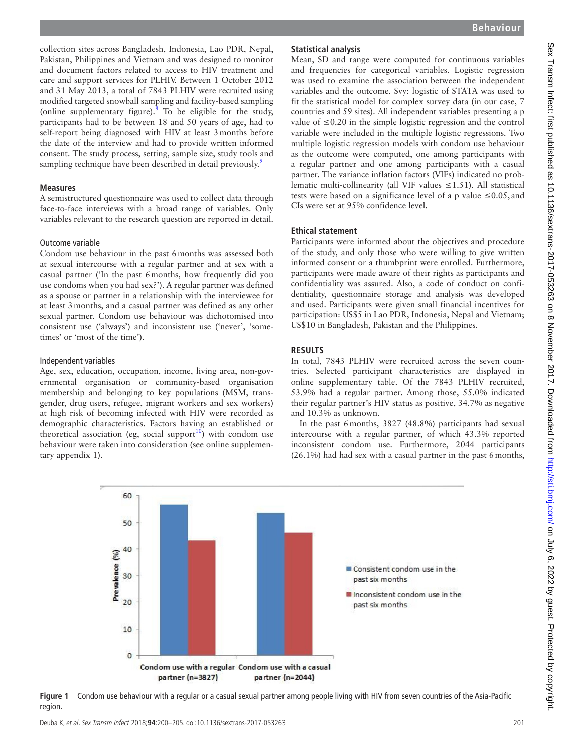collection sites across Bangladesh, Indonesia, Lao PDR, Nepal, Pakistan, Philippines and Vietnam and was designed to monitor and document factors related to access to HIV treatment and care and support services for PLHIV. Between 1 October 2012 and 31 May 2013, a total of 7843 PLHIV were recruited using modified targeted snowball sampling and facility-based sampling (online supplementary figure).[8] To be eligible for the study, participants had to be between 18 and 50 years of age, had to self-report being diagnosed with HIV at least 3 months before the date of the interview and had to provide written informed consent. The study process, setting, sample size, study tools and sampling technique have been described in detail previously.[9]

### Measures

A semistructured questionnaire was used to collect data through face-to-face interviews with a broad range of variables. Only variables relevant to the research question are reported in detail.

#### Outcome variable

Condom use behaviour in the past 6 months was assessed both at sexual intercourse with a regular partner and at sex with a casual partner ('In the past 6 months, how frequently did you use condoms when you had sex?'). A regular partner was defined as a spouse or partner in a relationship with the interviewee for at least 3 months, and a casual partner was defined as any other sexual partner. Condom use behaviour was dichotomised into consistent use ('always') and inconsistent use ('never', 'sometimes' or 'most of the time').

#### Independent variables

Age, sex, education, occupation, income, living area, non-governmental organisation or community-based organisation membership and belonging to key populations (MSM, transgender, drug users, refugee, migrant workers and sex workers) at high risk of becoming infected with HIV were recorded as demographic characteristics. Factors having an established or theoretical association (eg, social support[10]) with condom use behaviour were taken into consideration (see online supplementary appendix 1).

### Statistical analysis

Mean, SD and range were computed for continuous variables and frequencies for categorical variables. Logistic regression was used to examine the association between the independent variables and the outcome. Svy: logistic of STATA was used to fit the statistical model for complex survey data (in our case, 7 countries and 59 sites). All independent variables presenting a p value of ≤0.20 in the simple logistic regression and the control variable were included in the multiple logistic regressions. Two multiple logistic regression models with condom use behaviour as the outcome were computed, one among participants with a regular partner and one among participants with a casual partner. The variance inflation factors (VIFs) indicated no problematic multi-collinearity (all VIF values ≤1.51). All statistical tests were based on a significance level of a p value ≤0.05, and CIs were set at 95% confidence level.

### Ethical statement

Participants were informed about the objectives and procedure of the study, and only those who were willing to give written informed consent or a thumbprint were enrolled. Furthermore, participants were made aware of their rights as participants and confidentiality was assured. Also, a code of conduct on confidentiality, questionnaire storage and analysis was developed and used. Participants were given small financial incentives for participation: US$5 in Lao PDR, Indonesia, Nepal and Vietnam; US$10 in Bangladesh, Pakistan and the Philippines.

## RESULTS

In total, 7843 PLHIV were recruited across the seven countries. Selected participant characteristics are displayed in online supplementary table. Of the 7843 PLHIV recruited, 53.9% had a regular partner. Among those, 55.0% indicated their regular partner's HIV status as positive, 34.7% as negative and 10.3% as unknown.

In the past 6 months, 3827 (48.8%) participants had sexual intercourse with a regular partner, of which 43.3% reported inconsistent condom use. Furthermore, 2044 participants (26.1%) had had sex with a casual partner in the past 6 months,

**Figure 1** Condom use behaviour with a regular or a casual sexual partner among people living with HIV from seven countries of the Asia-Pacific region.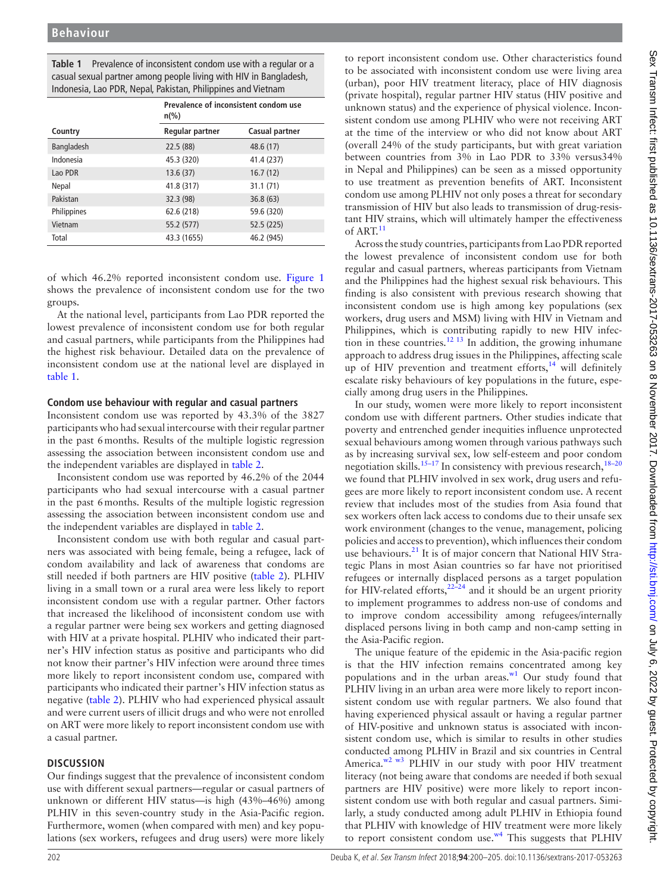**Table 1** Prevalence of inconsistent condom use with a regular or a casual sexual partner among people living with HIV in Bangladesh, Indonesia, Lao PDR, Nepal, Pakistan, Philippines and Vietnam

| | Prevalence of inconsistent condom use n(%) | |
|---|---|---|
| Country | Regular partner | Casual partner |
| Bangladesh | 22.5 (88) | 48.6 (17) |
| Indonesia | 45.3 (320) | 41.4 (237) |
| Lao PDR | 13.6 (37) | 16.7 (12) |
| Nepal | 41.8 (317) | 31.1 (71) |
| Pakistan | 32.3 (98) | 36.8 (63) |
| Philippines | 62.6 (218) | 59.6 (320) |
| Vietnam | 55.2 (577) | 52.5 (225) |
| Total | 43.3 (1655) | 46.2 (945) |

of which 46.2% reported inconsistent condom use. Figure 1 shows the prevalence of inconsistent condom use for the two groups.

At the national level, participants from Lao PDR reported the lowest prevalence of inconsistent condom use for both regular and casual partners, while participants from the Philippines had the highest risk behaviour. Detailed data on the prevalence of inconsistent condom use at the national level are displayed in table 1.

### Condom use behaviour with regular and casual partners

Inconsistent condom use was reported by 43.3% of the 3827 participants who had sexual intercourse with their regular partner in the past 6 months. Results of the multiple logistic regression assessing the association between inconsistent condom use and the independent variables are displayed in table 2.

Inconsistent condom use was reported by 46.2% of the 2044 participants who had sexual intercourse with a casual partner in the past 6 months. Results of the multiple logistic regression assessing the association between inconsistent condom use and the independent variables are displayed in table 2.

Inconsistent condom use with both regular and casual partners was associated with being female, being a refugee, lack of condom availability and lack of awareness that condoms are still needed if both partners are HIV positive (table 2). PLHIV living in a small town or a rural area were less likely to report inconsistent condom use with a regular partner. Other factors that increased the likelihood of inconsistent condom use with a regular partner were being sex workers and getting diagnosed with HIV at a private hospital. PLHIV who indicated their partner's HIV infection status as positive and participants who did not know their partner's HIV infection were around three times more likely to report inconsistent condom use, compared with participants who indicated their partner's HIV infection status as negative (table 2). PLHIV who had experienced physical assault and were current users of illicit drugs and who were not enrolled on ART were more likely to report inconsistent condom use with a casual partner.

## DISCUSSION

Our findings suggest that the prevalence of inconsistent condom use with different sexual partners—regular or casual partners of unknown or different HIV status—is high (43%–46%) among PLHIV in this seven-country study in the Asia-Pacific region. Furthermore, women (when compared with men) and key populations (sex workers, refugees and drug users) were more likely to report inconsistent condom use. Other characteristics found to be associated with inconsistent condom use were living area (urban), poor HIV treatment literacy, place of HIV diagnosis (private hospital), regular partner HIV status (HIV positive and unknown status) and the experience of physical violence. Inconsistent condom use among PLHIV who were not receiving ART at the time of the interview or who did not know about ART (overall 24% of the study participants, but with great variation between countries from 3% in Lao PDR to 33% versus34% in Nepal and Philippines) can be seen as a missed opportunity to use treatment as prevention benefits of ART. Inconsistent condom use among PLHIV not only poses a threat for secondary transmission of HIV but also leads to transmission of drug-resistant HIV strains, which will ultimately hamper the effectiveness of ART.[11]

Across the study countries, participants from Lao PDR reported the lowest prevalence of inconsistent condom use for both regular and casual partners, whereas participants from Vietnam and the Philippines had the highest sexual risk behaviours. This finding is also consistent with previous research showing that inconsistent condom use is high among key populations (sex workers, drug users and MSM) living with HIV in Vietnam and Philippines, which is contributing rapidly to new HIV infection in these countries.[12,13] In addition, the growing inhumane approach to address drug issues in the Philippines, affecting scale up of HIV prevention and treatment efforts,[14] will definitely escalate risky behaviours of key populations in the future, especially among drug users in the Philippines.

In our study, women were more likely to report inconsistent condom use with different partners. Other studies indicate that poverty and entrenched gender inequities influence unprotected sexual behaviours among women through various pathways such as by increasing survival sex, low self-esteem and poor condom negotiation skills.[15–17] In consistency with previous research,[18–20] we found that PLHIV involved in sex work, drug users and refugees are more likely to report inconsistent condom use. A recent review that includes most of the studies from Asia found that sex workers often lack access to condoms due to their unsafe sex work environment (changes to the venue, management, policing policies and access to prevention), which influences their condom use behaviours.[21] It is of major concern that National HIV Strategic Plans in most Asian countries so far have not prioritised refugees or internally displaced persons as a target population for HIV-related efforts,[22–24] and it should be an urgent priority to implement programmes to address non-use of condoms and to improve condom accessibility among refugees/internally displaced persons living in both camp and non-camp setting in the Asia-Pacific region.

The unique feature of the epidemic in the Asia-pacific region is that the HIV infection remains concentrated among key populations and in the urban areas.[w1] Our study found that PLHIV living in an urban area were more likely to report inconsistent condom use with regular partners. We also found that having experienced physical assault or having a regular partner of HIV-positive and unknown status is associated with inconsistent condom use, which is similar to results in other studies conducted among PLHIV in Brazil and six countries in Central America.[w2,w3] PLHIV in our study with poor HIV treatment literacy (not being aware that condoms are needed if both sexual partners are HIV positive) were more likely to report inconsistent condom use with both regular and casual partners. Similarly, a study conducted among adult PLHIV in Ethiopia found that PLHIV with knowledge of HIV treatment were more likely to report consistent condom use.[w4] This suggests that PLHIV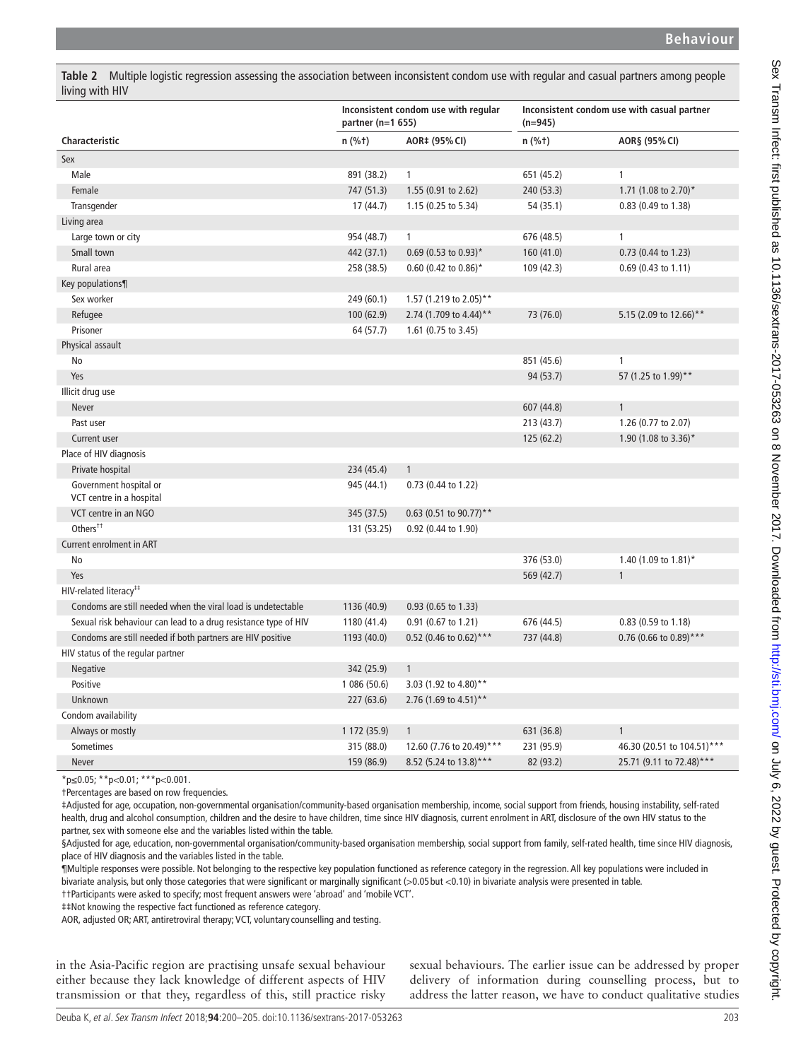**Table 2** Multiple logistic regression assessing the association between inconsistent condom use with regular and casual partners among people living with HIV

| | Inconsistent condom use with regular partner (n=1 655) | | Inconsistent condom use with casual partner (n=945) | |
|---|---|---|---|---|
| **Characteristic** | **n (%†)** | **AOR‡ (95% CI)** | **n (%†)** | **AOR§ (95% CI)** |
| Sex | | | | |
| Male | 891 (38.2) | 1 | 651 (45.2) | 1 |
| Female | 747 (51.3) | 1.55 (0.91 to 2.62) | 240 (53.3) | 1.71 (1.08 to 2.70)* |
| Transgender | 17 (44.7) | 1.15 (0.25 to 5.34) | 54 (35.1) | 0.83 (0.49 to 1.38) |
| Living area | | | | |
| Large town or city | 954 (48.7) | 1 | 676 (48.5) | 1 |
| Small town | 442 (37.1) | 0.69 (0.53 to 0.93)* | 160 (41.0) | 0.73 (0.44 to 1.23) |
| Rural area | 258 (38.5) | 0.60 (0.42 to 0.86)* | 109 (42.3) | 0.69 (0.43 to 1.11) |
| Key populations¶ | | | | |
| Sex worker | 249 (60.1) | 1.57 (1.219 to 2.05)** | | |
| Refugee | 100 (62.9) | 2.74 (1.709 to 4.44)** | 73 (76.0) | 5.15 (2.09 to 12.66)** |
| Prisoner | 64 (57.7) | 1.61 (0.75 to 3.45) | | |
| Physical assault | | | | |
| No | | | 851 (45.6) | 1 |
| Yes | | | 94 (53.7) | 57 (1.25 to 1.99)** |
| Illicit drug use | | | | |
| Never | | | 607 (44.8) | 1 |
| Past user | | | 213 (43.7) | 1.26 (0.77 to 2.07) |
| Current user | | | 125 (62.2) | 1.90 (1.08 to 3.36)* |
| Place of HIV diagnosis | | | | |
| Private hospital | 234 (45.4) | 1 | | |
| Government hospital or VCT centre in a hospital | 945 (44.1) | 0.73 (0.44 to 1.22) | | |
| VCT centre in an NGO | 345 (37.5) | 0.63 (0.51 to 90.77)** | | |
| Others†† | 131 (53.25) | 0.92 (0.44 to 1.90) | | |
| Current enrolment in ART | | | | |
| No | | | 376 (53.0) | 1.40 (1.09 to 1.81)* |
| Yes | | | 569 (42.7) | 1 |
| HIV-related literacy‡‡ | | | | |
| Condoms are still needed when the viral load is undetectable | 1136 (40.9) | 0.93 (0.65 to 1.33) | | |
| Sexual risk behaviour can lead to a drug resistance type of HIV | 1180 (41.4) | 0.91 (0.67 to 1.21) | 676 (44.5) | 0.83 (0.59 to 1.18) |
| Condoms are still needed if both partners are HIV positive | 1193 (40.0) | 0.52 (0.46 to 0.62)*** | 737 (44.8) | 0.76 (0.66 to 0.89)*** |
| HIV status of the regular partner | | | | |
| Negative | 342 (25.9) | 1 | | |
| Positive | 1 086 (50.6) | 3.03 (1.92 to 4.80)** | | |
| Unknown | 227 (63.6) | 2.76 (1.69 to 4.51)** | | |
| Condom availability | | | | |
| Always or mostly | 1 172 (35.9) | 1 | 631 (36.8) | 1 |
| Sometimes | 315 (88.0) | 12.60 (7.76 to 20.49)*** | 231 (95.9) | 46.30 (20.51 to 104.51)*** |
| Never | 159 (86.9) | 8.52 (5.24 to 13.8)*** | 82 (93.2) | 25.71 (9.11 to 72.48)*** |

*p≤0.05; **p<0.01; ***p<0.001.

†Percentages are based on row frequencies.

‡Adjusted for age, occupation, non-governmental organisation/community-based organisation membership, income, social support from friends, housing instability, self-rated health, drug and alcohol consumption, children and the desire to have children, time since HIV diagnosis, current enrolment in ART, disclosure of the own HIV status to the partner, sex with someone else and the variables listed within the table.

§Adjusted for age, education, non-governmental organisation/community-based organisation membership, social support from family, self-rated health, time since HIV diagnosis, place of HIV diagnosis and the variables listed in the table.

¶Multiple responses were possible. Not belonging to the respective key population functioned as reference category in the regression. All key populations were included in bivariate analysis, but only those categories that were significant or marginally significant (>0.05 but <0.10) in bivariate analysis were presented in table.

††Participants were asked to specify; most frequent answers were 'abroad' and 'mobile VCT'.

‡‡Not knowing the respective fact functioned as reference category.

AOR, adjusted OR; ART, antiretroviral therapy; VCT, voluntary counselling and testing.

in the Asia-Pacific region are practising unsafe sexual behaviour either because they lack knowledge of different aspects of HIV transmission or that they, regardless of this, still practice risky sexual behaviours. The earlier issue can be addressed by proper delivery of information during counselling process, but to address the latter reason, we have to conduct qualitative studies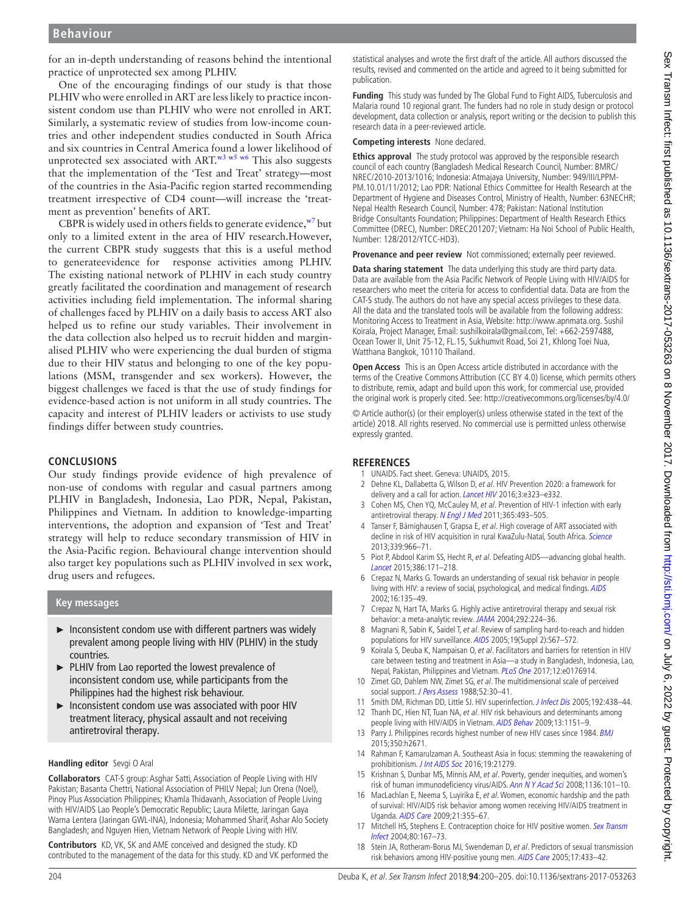for an in-depth understanding of reasons behind the intentional practice of unprotected sex among PLHIV.

One of the encouraging findings of our study is that those PLHIV who were enrolled in ART are less likely to practice inconsistent condom use than PLHIV who were not enrolled in ART. Similarly, a systematic review of studies from low-income countries and other independent studies conducted in South Africa and six countries in Central America found a lower likelihood of unprotected sex associated with ART.[w3 w5 w6] This also suggests that the implementation of the 'Test and Treat' strategy—most of the countries in the Asia-Pacific region started recommending treatment irrespective of CD4 count—will increase the 'treatment as prevention' benefits of ART.

CBPR is widely used in others fields to generate evidence,[w7] but only to a limited extent in the area of HIV research.However, the current CBPR study suggests that this is a useful method to generateevidence for response activities among PLHIV. The existing national network of PLHIV in each study country greatly facilitated the coordination and management of research activities including field implementation. The informal sharing of challenges faced by PLHIV on a daily basis to access ART also helped us to refine our study variables. Their involvement in the data collection also helped us to recruit hidden and marginalised PLHIV who were experiencing the dual burden of stigma due to their HIV status and belonging to one of the key populations (MSM, transgender and sex workers). However, the biggest challenges we faced is that the use of study findings for evidence-based action is not uniform in all study countries. The capacity and interest of PLHIV leaders or activists to use study findings differ between study countries.

## CONCLUSIONS

Our study findings provide evidence of high prevalence of non-use of condoms with regular and casual partners among PLHIV in Bangladesh, Indonesia, Lao PDR, Nepal, Pakistan, Philippines and Vietnam. In addition to knowledge-imparting interventions, the adoption and expansion of 'Test and Treat' strategy will help to reduce secondary transmission of HIV in the Asia-Pacific region. Behavioural change intervention should also target key populations such as PLHIV involved in sex work, drug users and refugees.

### Key messages

- Inconsistent condom use with different partners was widely prevalent among people living with HIV (PLHIV) in the study countries.
- PLHIV from Lao reported the lowest prevalence of inconsistent condom use, while participants from the Philippines had the highest risk behaviour.
- Inconsistent condom use was associated with poor HIV treatment literacy, physical assault and not receiving antiretroviral therapy.

**Handling editor** Sevgi O Aral

**Collaborators** CAT-S group: Asghar Satti, Association of People Living with HIV Pakistan; Basanta Chettri, National Association of PHILV Nepal; Jun Orena (Noel), Pinoy Plus Association Philippines; Khamla Thidavanh, Association of People Living with HIV/AIDS Lao People's Democratic Republic; Laura Milette, Jaringan Gaya Warna Lentera (Jaringan GWL-INA), Indonesia; Mohammed Sharif, Ashar Alo Society Bangladesh; and Nguyen Hien, Vietnam Network of People Living with HIV.

**Contributors** KD, VK, SK and AME conceived and designed the study. KD contributed to the management of the data for this study. KD and VK performed the statistical analyses and wrote the first draft of the article. All authors discussed the results, revised and commented on the article and agreed to it being submitted for publication.

**Funding** This study was funded by The Global Fund to Fight AIDS, Tuberculosis and Malaria round 10 regional grant. The funders had no role in study design or protocol development, data collection or analysis, report writing or the decision to publish this research data in a peer-reviewed article.

**Competing interests** None declared.

**Ethics approval** The study protocol was approved by the responsible research council of each country (Bangladesh Medical Research Council, Number: BMRC/NREC/2010-2013/1016; Indonesia: Atmajaya University, Number: 949/III/LPPM-PM.10.01/11/2012; Lao PDR: National Ethics Committee for Health Research at the Department of Hygiene and Diseases Control, Ministry of Health, Number: 63NECHR; Nepal Health Research Council, Number: 478; Pakistan: National Institution Bridge Consultants Foundation; Philippines: Department of Health Research Ethics Committee (DREC), Number: DREC201207; Vietnam: Ha Noi School of Public Health, Number: 128/2012/YTCC-HD3).

**Provenance and peer review** Not commissioned; externally peer reviewed.

**Data sharing statement** The data underlying this study are third party data. Data are available from the Asia Pacific Network of People Living with HIV/AIDS for researchers who meet the criteria for access to confidential data. Data are from the CAT-S study. The authors do not have any special access privileges to these data. All the data and the translated tools will be available from the following address: Monitoring Access to Treatment in Asia, Website: http://www.apnmata.org. Sushil Koirala, Project Manager, Email: sushilkoirala@gmail.com, Tel: +662-2597488, Ocean Tower II, Unit 75-12, FL.15, Sukhumvit Road, Soi 21, Khlong Toei Nua, Watthana Bangkok, 10110 Thailand.

**Open Access** This is an Open Access article distributed in accordance with the terms of the Creative Commons Attribution (CC BY 4.0) license, which permits others to distribute, remix, adapt and build upon this work, for commercial use, provided the original work is properly cited. See: http://creativecommons.org/licenses/by/4.0/

© Article author(s) (or their employer(s) unless otherwise stated in the text of the article) 2018. All rights reserved. No commercial use is permitted unless otherwise expressly granted.

## REFERENCES

1. UNAIDS. Fact sheet. Geneva: UNAIDS, 2015.
2. Dehne KL, Dallabetta G, Wilson D, *et al*. HIV Prevention 2020: a framework for delivery and a call for action. *Lancet HIV* 2016;3:e323–e332.
3. Cohen MS, Chen YQ, McCauley M, *et al*. Prevention of HIV-1 infection with early antiretroviral therapy. *N Engl J Med* 2011;365:493–505.
4. Tanser F, Bärnighausen T, Grapsa E, *et al*. High coverage of ART associated with decline in risk of HIV acquisition in rural KwaZulu-Natal, South Africa. *Science* 2013;339:966–71.
5. Piot P, Abdool Karim SS, Hecht R, *et al*. Defeating AIDS—advancing global health. *Lancet* 2015;386:171–218.
6. Crepaz N, Marks G. Towards an understanding of sexual risk behavior in people living with HIV: a review of social, psychological, and medical findings. *AIDS* 2002;16:135–49.
7. Crepaz N, Hart TA, Marks G. Highly active antiretroviral therapy and sexual risk behavior: a meta-analytic review. *JAMA* 2004;292:224–36.
8. Magnani R, Sabin K, Saidel T, *et al*. Review of sampling hard-to-reach and hidden populations for HIV surveillance. *AIDS* 2005;19(Suppl 2):S67–S72.
9. Koirala S, Deuba K, Nampaisan O, *et al*. Facilitators and barriers for retention in HIV care between testing and treatment in Asia—a study in Bangladesh, Indonesia, Lao, Nepal, Pakistan, Philippines and Vietnam. *PLoS One* 2017;12:e0176914.
10. Zimet GD, Dahlem NW, Zimet SG, *et al*. The multidimensional scale of perceived social support. *J Pers Assess* 1988;52:30–41.
11. Smith DM, Richman DD, Little SJ. HIV superinfection. *J Infect Dis* 2005;192:438–44.
12. Thanh DC, Hien NT, Tuan NA, *et al*. HIV risk behaviours and determinants among people living with HIV/AIDS in Vietnam. *AIDS Behav* 2009;13:1151–9.
13. Parry J. Philippines records highest number of new HIV cases since 1984. *BMJ* 2015;350:h2671.
14. Rahman F, Kamarulzaman A. Southeast Asia in focus: stemming the reawakening of prohibitionism. *J Int AIDS Soc* 2016;19:21279.
15. Krishnan S, Dunbar MS, Minnis AM, *et al*. Poverty, gender inequities, and women's risk of human immunodeficiency virus/AIDS. *Ann N Y Acad Sci* 2008;1136:101–10.
16. MacLachlan E, Neema S, Luyirika E, *et al*. Women, economic hardship and the path of survival: HIV/AIDS risk behavior among women receiving HIV/AIDS treatment in Uganda. *AIDS Care* 2009;21:355–67.
17. Mitchell HS, Stephens E. Contraception choice for HIV positive women. *Sex Transm Infect* 2004;80:167–73.
18. Stein JA, Rotheram-Borus MJ, Swendeman D, *et al*. Predictors of sexual transmission risk behaviors among HIV-positive young men. *AIDS Care* 2005;17:433–42.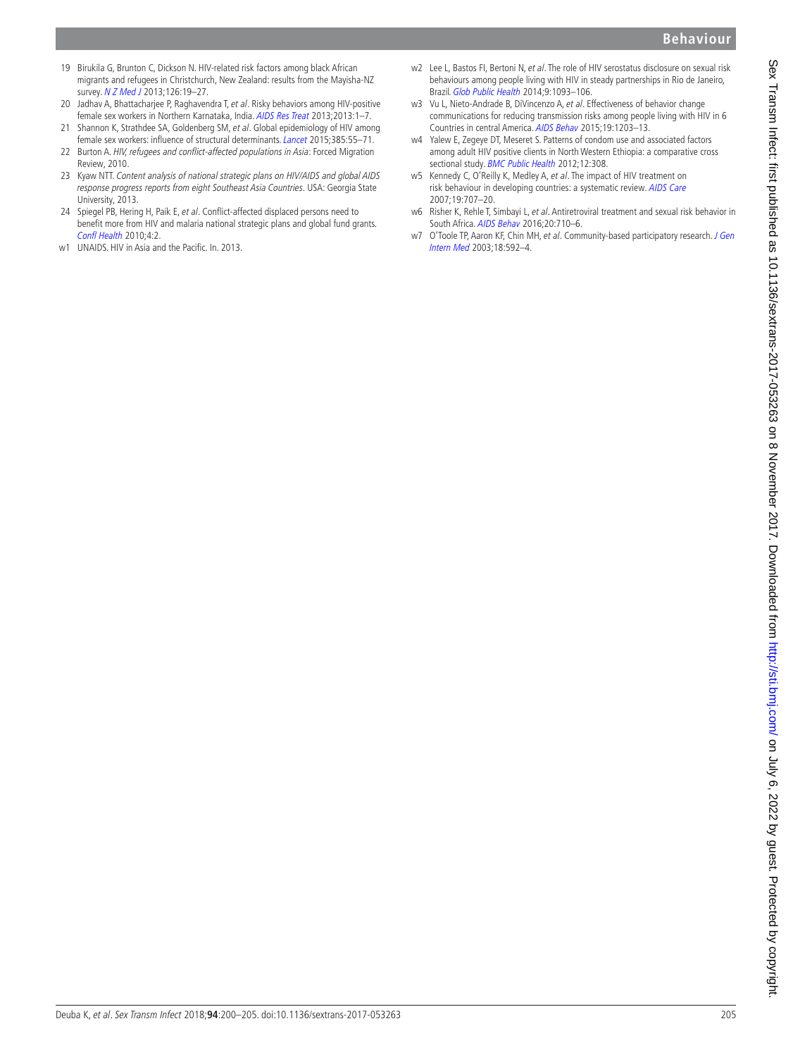19 Birukila G, Brunton C, Dickson N. HIV-related risk factors among black African migrants and refugees in Christchurch, New Zealand: results from the Mayisha-NZ survey. *N Z Med J* 2013;126:19–27.

20 Jadhav A, Bhattacharjee P, Raghavendra T, *et al*. Risky behaviors among HIV-positive female sex workers in Northern Karnataka, India. *AIDS Res Treat* 2013;2013:1–7.

21 Shannon K, Strathdee SA, Goldenberg SM, *et al*. Global epidemiology of HIV among female sex workers: influence of structural determinants. *Lancet* 2015;385:55–71.

22 Burton A. *HIV, refugees and conflict-affected populations in Asia*: Forced Migration Review, 2010.

23 Kyaw NTT. *Content analysis of national strategic plans on HIV/AIDS and global AIDS response progress reports from eight Southeast Asia Countries*. USA: Georgia State University, 2013.

24 Spiegel PB, Hering H, Paik E, *et al*. Conflict-affected displaced persons need to benefit more from HIV and malaria national strategic plans and global fund grants. *Confl Health* 2010;4:2.

w1 UNAIDS. HIV in Asia and the Pacific. In. 2013.

w2 Lee L, Bastos FI, Bertoni N, *et al*. The role of HIV serostatus disclosure on sexual risk behaviours among people living with HIV in steady partnerships in Rio de Janeiro, Brazil. *Glob Public Health* 2014;9:1093–106.

w3 Vu L, Nieto-Andrade B, DiVincenzo A, *et al*. Effectiveness of behavior change communications for reducing transmission risks among people living with HIV in 6 Countries in central America. *AIDS Behav* 2015;19:1203–13.

w4 Yalew E, Zegeye DT, Meseret S. Patterns of condom use and associated factors among adult HIV positive clients in North Western Ethiopia: a comparative cross sectional study. *BMC Public Health* 2012;12:308.

w5 Kennedy C, O'Reilly K, Medley A, *et al*. The impact of HIV treatment on risk behaviour in developing countries: a systematic review. *AIDS Care* 2007;19:707–20.

w6 Risher K, Rehle T, Simbayi L, *et al*. Antiretroviral treatment and sexual risk behavior in South Africa. *AIDS Behav* 2016;20:710–6.

w7 O'Toole TP, Aaron KF, Chin MH, *et al*. Community-based participatory research. *J Gen Intern Med* 2003;18:592–4.